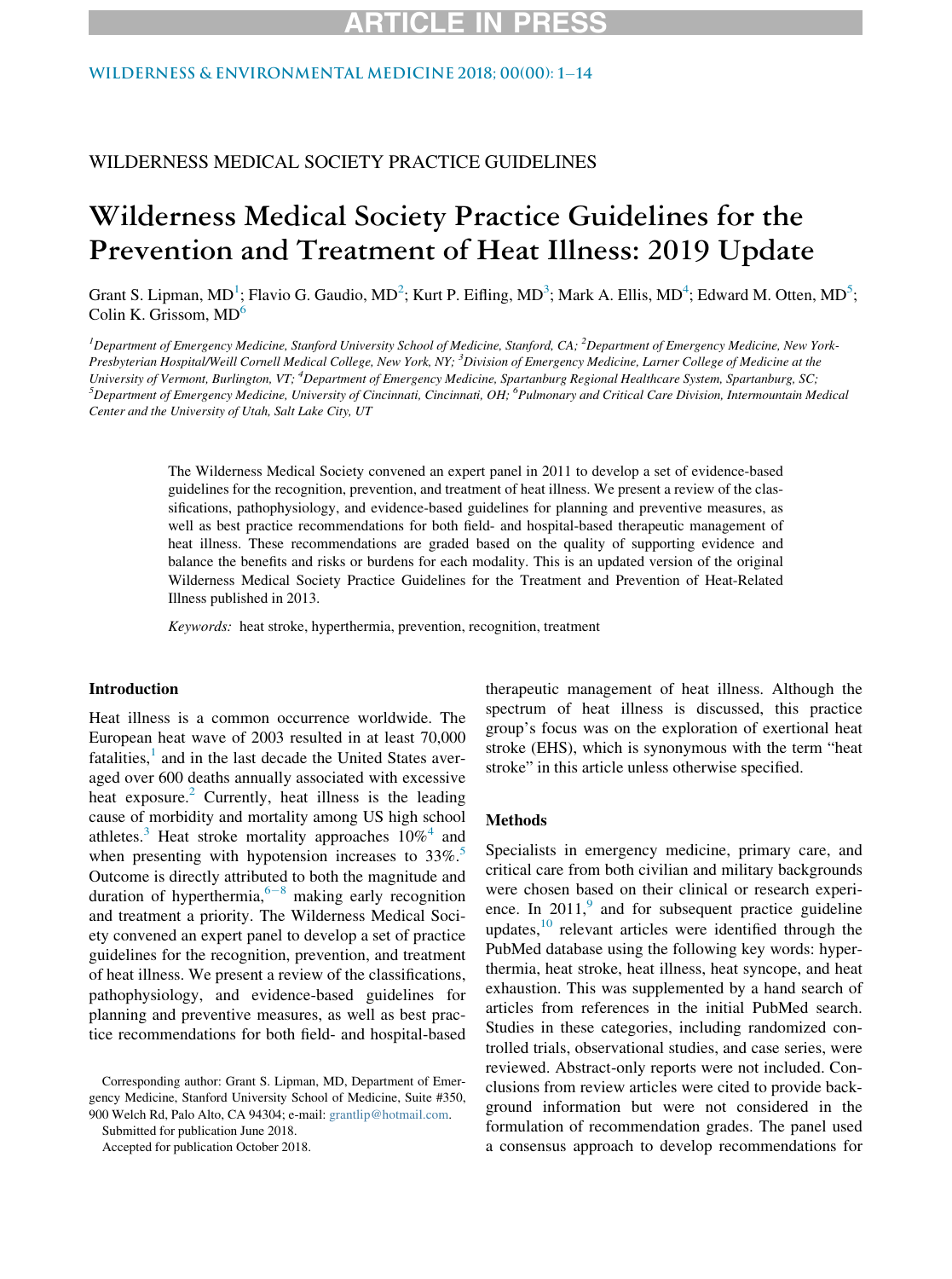WILDERNESS MEDICAL SOCIETY PRACTICE GUIDELINES

# Wilderness Medical Society Practice Guidelines for the Prevention and Treatment of Heat Illness: 2019 Update

Grant S. Lipman, MD[1]; Flavio G. Gaudio, MD[2]; Kurt P. Eifling, MD[3]; Mark A. Ellis, MD[4]; Edward M. Otten, MD[5]; Colin K. Grissom, MD[6]

[1]Department of Emergency Medicine, Stanford University School of Medicine, Stanford, CA; [2]Department of Emergency Medicine, New York-Presbyterian Hospital/Weill Cornell Medical College, New York, NY; [3]Division of Emergency Medicine, Larner College of Medicine at the University of Vermont, Burlington, VT; [4]Department of Emergency Medicine, Spartanburg Regional Healthcare System, Spartanburg, SC; [5]Department of Emergency Medicine, University of Cincinnati, Cincinnati, OH; [6]Pulmonary and Critical Care Division, Intermountain Medical Center and the University of Utah, Salt Lake City, UT

The Wilderness Medical Society convened an expert panel in 2011 to develop a set of evidence-based guidelines for the recognition, prevention, and treatment of heat illness. We present a review of the classifications, pathophysiology, and evidence-based guidelines for planning and preventive measures, as well as best practice recommendations for both field- and hospital-based therapeutic management of heat illness. These recommendations are graded based on the quality of supporting evidence and balance the benefits and risks or burdens for each modality. This is an updated version of the original Wilderness Medical Society Practice Guidelines for the Treatment and Prevention of Heat-Related Illness published in 2013.

*Keywords:* heat stroke, hyperthermia, prevention, recognition, treatment

## Introduction

Heat illness is a common occurrence worldwide. The European heat wave of 2003 resulted in at least 70,000 fatalities,[1] and in the last decade the United States averaged over 600 deaths annually associated with excessive heat exposure.[2] Currently, heat illness is the leading cause of morbidity and mortality among US high school athletes.[3] Heat stroke mortality approaches 10%[4] and when presenting with hypotension increases to 33%.[5] Outcome is directly attributed to both the magnitude and duration of hyperthermia,[6–8] making early recognition and treatment a priority. The Wilderness Medical Society convened an expert panel to develop a set of practice guidelines for the recognition, prevention, and treatment of heat illness. We present a review of the classifications, pathophysiology, and evidence-based guidelines for planning and preventive measures, as well as best practice recommendations for both field- and hospital-based therapeutic management of heat illness. Although the spectrum of heat illness is discussed, this practice group's focus was on the exploration of exertional heat stroke (EHS), which is synonymous with the term "heat stroke" in this article unless otherwise specified.

## Methods

Specialists in emergency medicine, primary care, and critical care from both civilian and military backgrounds were chosen based on their clinical or research experience. In 2011,[9] and for subsequent practice guideline updates,[10] relevant articles were identified through the PubMed database using the following key words: hyperthermia, heat stroke, heat illness, heat syncope, and heat exhaustion. This was supplemented by a hand search of articles from references in the initial PubMed search. Studies in these categories, including randomized controlled trials, observational studies, and case series, were reviewed. Abstract-only reports were not included. Conclusions from review articles were cited to provide background information but were not considered in the formulation of recommendation grades. The panel used a consensus approach to develop recommendations for

Corresponding author: Grant S. Lipman, MD, Department of Emergency Medicine, Stanford University School of Medicine, Suite #350, 900 Welch Rd, Palo Alto, CA 94304; e-mail: grantlip@hotmail.com.

Submitted for publication June 2018.

Accepted for publication October 2018.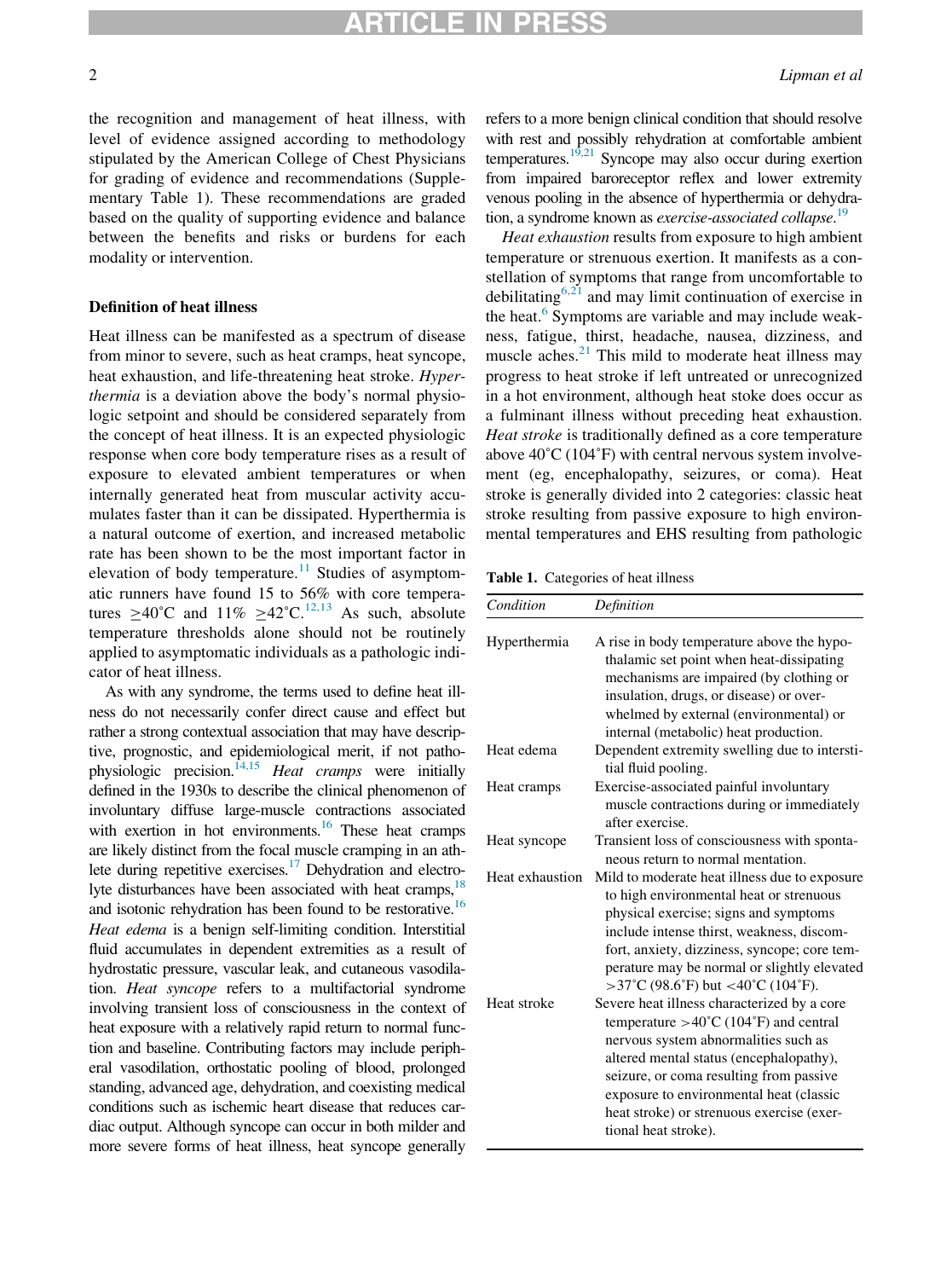the recognition and management of heat illness, with level of evidence assigned according to methodology stipulated by the American College of Chest Physicians for grading of evidence and recommendations (Supplementary Table 1). These recommendations are graded based on the quality of supporting evidence and balance between the benefits and risks or burdens for each modality or intervention.

## Definition of heat illness

Heat illness can be manifested as a spectrum of disease from minor to severe, such as heat cramps, heat syncope, heat exhaustion, and life-threatening heat stroke. *Hyperthermia* is a deviation above the body's normal physiologic setpoint and should be considered separately from the concept of heat illness. It is an expected physiologic response when core body temperature rises as a result of exposure to elevated ambient temperatures or when internally generated heat from muscular activity accumulates faster than it can be dissipated. Hyperthermia is a natural outcome of exertion, and increased metabolic rate has been shown to be the most important factor in elevation of body temperature.[11] Studies of asymptomatic runners have found 15 to 56% with core temperatures ≥40˚C and 11% ≥42˚C.[12,13] As such, absolute temperature thresholds alone should not be routinely applied to asymptomatic individuals as a pathologic indicator of heat illness.

As with any syndrome, the terms used to define heat illness do not necessarily confer direct cause and effect but rather a strong contextual association that may have descriptive, prognostic, and epidemiological merit, if not pathophysiologic precision.[14,15] *Heat cramps* were initially defined in the 1930s to describe the clinical phenomenon of involuntary diffuse large-muscle contractions associated with exertion in hot environments.[16] These heat cramps are likely distinct from the focal muscle cramping in an athlete during repetitive exercises.[17] Dehydration and electrolyte disturbances have been associated with heat cramps,[18] and isotonic rehydration has been found to be restorative.[16] *Heat edema* is a benign self-limiting condition. Interstitial fluid accumulates in dependent extremities as a result of hydrostatic pressure, vascular leak, and cutaneous vasodilation. *Heat syncope* refers to a multifactorial syndrome involving transient loss of consciousness in the context of heat exposure with a relatively rapid return to normal function and baseline. Contributing factors may include peripheral vasodilation, orthostatic pooling of blood, prolonged standing, advanced age, dehydration, and coexisting medical conditions such as ischemic heart disease that reduces cardiac output. Although syncope can occur in both milder and more severe forms of heat illness, heat syncope generally refers to a more benign clinical condition that should resolve with rest and possibly rehydration at comfortable ambient temperatures.[19,21] Syncope may also occur during exertion from impaired baroreceptor reflex and lower extremity venous pooling in the absence of hyperthermia or dehydration, a syndrome known as *exercise-associated collapse*.[19]

*Heat exhaustion* results from exposure to high ambient temperature or strenuous exertion. It manifests as a constellation of symptoms that range from uncomfortable to debilitating[6,21] and may limit continuation of exercise in the heat.[6] Symptoms are variable and may include weakness, fatigue, thirst, headache, nausea, dizziness, and muscle aches.[21] This mild to moderate heat illness may progress to heat stroke if left untreated or unrecognized in a hot environment, although heat stoke does occur as a fulminant illness without preceding heat exhaustion. *Heat stroke* is traditionally defined as a core temperature above 40˚C (104˚F) with central nervous system involvement (eg, encephalopathy, seizures, or coma). Heat stroke is generally divided into 2 categories: classic heat stroke resulting from passive exposure to high environmental temperatures and EHS resulting from pathologic

**Table 1.** Categories of heat illness

| *Condition* | *Definition* |
|---|---|
| Hyperthermia | A rise in body temperature above the hypothalamic set point when heat-dissipating mechanisms are impaired (by clothing or insulation, drugs, or disease) or overwhelmed by external (environmental) or internal (metabolic) heat production. |
| Heat edema | Dependent extremity swelling due to interstitial fluid pooling. |
| Heat cramps | Exercise-associated painful involuntary muscle contractions during or immediately after exercise. |
| Heat syncope | Transient loss of consciousness with spontaneous return to normal mentation. |
| Heat exhaustion | Mild to moderate heat illness due to exposure to high environmental heat or strenuous physical exercise; signs and symptoms include intense thirst, weakness, discomfort, anxiety, dizziness, syncope; core temperature may be normal or slightly elevated >37˚C (98.6˚F) but <40˚C (104˚F). |
| Heat stroke | Severe heat illness characterized by a core temperature >40˚C (104˚F) and central nervous system abnormalities such as altered mental status (encephalopathy), seizure, or coma resulting from passive exposure to environmental heat (classic heat stroke) or strenuous exercise (exertional heat stroke). |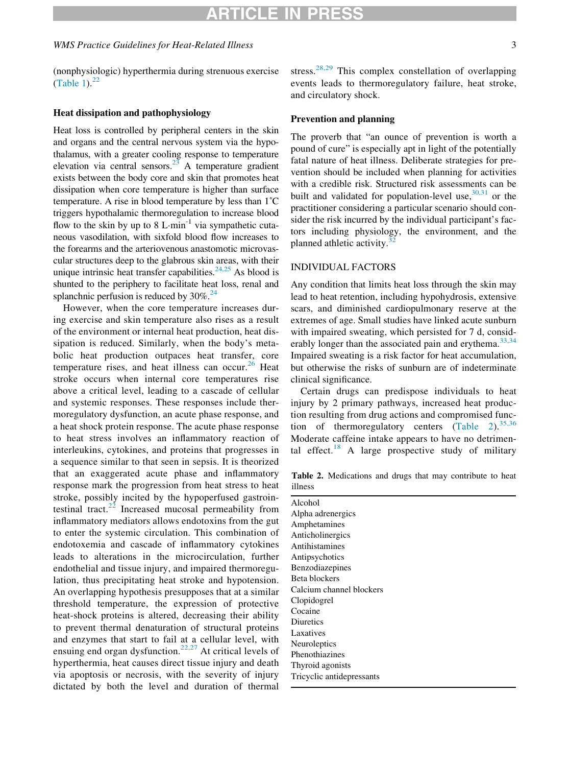(nonphysiologic) hyperthermia during strenuous exercise (Table 1).[22]

### Heat dissipation and pathophysiology

Heat loss is controlled by peripheral centers in the skin and organs and the central nervous system via the hypothalamus, with a greater cooling response to temperature elevation via central sensors.[23] A temperature gradient exists between the body core and skin that promotes heat dissipation when core temperature is higher than surface temperature. A rise in blood temperature by less than 1˚C triggers hypothalamic thermoregulation to increase blood flow to the skin by up to 8 L·min$^{-1}$ via sympathetic cutaneous vasodilation, with sixfold blood flow increases to the forearms and the arteriovenous anastomotic microvascular structures deep to the glabrous skin areas, with their unique intrinsic heat transfer capabilities.[24,25] As blood is shunted to the periphery to facilitate heat loss, renal and splanchnic perfusion is reduced by 30%.[24]

However, when the core temperature increases during exercise and skin temperature also rises as a result of the environment or internal heat production, heat dissipation is reduced. Similarly, when the body's metabolic heat production outpaces heat transfer, core temperature rises, and heat illness can occur.[26] Heat stroke occurs when internal core temperatures rise above a critical level, leading to a cascade of cellular and systemic responses. These responses include thermoregulatory dysfunction, an acute phase response, and a heat shock protein response. The acute phase response to heat stress involves an inflammatory reaction of interleukins, cytokines, and proteins that progresses in a sequence similar to that seen in sepsis. It is theorized that an exaggerated acute phase and inflammatory response mark the progression from heat stress to heat stroke, possibly incited by the hypoperfused gastrointestinal tract.[22] Increased mucosal permeability from inflammatory mediators allows endotoxins from the gut to enter the systemic circulation. This combination of endotoxemia and cascade of inflammatory cytokines leads to alterations in the microcirculation, further endothelial and tissue injury, and impaired thermoregulation, thus precipitating heat stroke and hypotension. An overlapping hypothesis presupposes that at a similar threshold temperature, the expression of protective heat-shock proteins is altered, decreasing their ability to prevent thermal denaturation of structural proteins and enzymes that start to fail at a cellular level, with ensuing end organ dysfunction.[22,27] At critical levels of hyperthermia, heat causes direct tissue injury and death via apoptosis or necrosis, with the severity of injury dictated by both the level and duration of thermal stress.[28,29] This complex constellation of overlapping events leads to thermoregulatory failure, heat stroke, and circulatory shock.

### Prevention and planning

The proverb that "an ounce of prevention is worth a pound of cure" is especially apt in light of the potentially fatal nature of heat illness. Deliberate strategies for prevention should be included when planning for activities with a credible risk. Structured risk assessments can be built and validated for population-level use,[30,31] or the practitioner considering a particular scenario should consider the risk incurred by the individual participant's factors including physiology, the environment, and the planned athletic activity.[32]

#### INDIVIDUAL FACTORS

Any condition that limits heat loss through the skin may lead to heat retention, including hypohydrosis, extensive scars, and diminished cardiopulmonary reserve at the extremes of age. Small studies have linked acute sunburn with impaired sweating, which persisted for 7 d, considerably longer than the associated pain and erythema.[33,34] Impaired sweating is a risk factor for heat accumulation, but otherwise the risks of sunburn are of indeterminate clinical significance.

Certain drugs can predispose individuals to heat injury by 2 primary pathways, increased heat production resulting from drug actions and compromised function of thermoregulatory centers (Table 2).[35,36] Moderate caffeine intake appears to have no detrimental effect.[18] A large prospective study of military

**Table 2.** Medications and drugs that may contribute to heat illness

| |
|---|
| Alcohol |
| Alpha adrenergics |
| Amphetamines |
| Anticholinergics |
| Antihistamines |
| Antipsychotics |
| Benzodiazepines |
| Beta blockers |
| Calcium channel blockers |
| Clopidogrel |
| Cocaine |
| Diuretics |
| Laxatives |
| Neuroleptics |
| Phenothiazines |
| Thyroid agonists |
| Tricyclic antidepressants |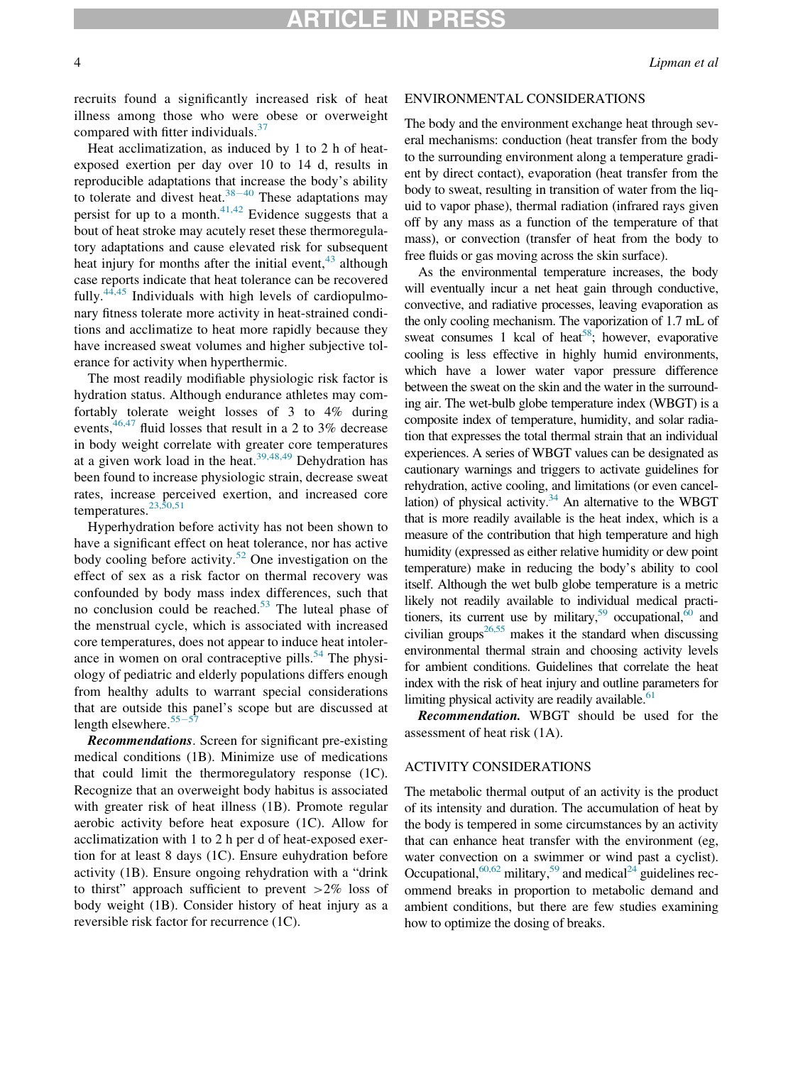recruits found a significantly increased risk of heat illness among those who were obese or overweight compared with fitter individuals.[37]

Heat acclimatization, as induced by 1 to 2 h of heat-exposed exertion per day over 10 to 14 d, results in reproducible adaptations that increase the body's ability to tolerate and divest heat.[38–40] These adaptations may persist for up to a month.[41,42] Evidence suggests that a bout of heat stroke may acutely reset these thermoregulatory adaptations and cause elevated risk for subsequent heat injury for months after the initial event,[43] although case reports indicate that heat tolerance can be recovered fully.[44,45] Individuals with high levels of cardiopulmonary fitness tolerate more activity in heat-strained conditions and acclimatize to heat more rapidly because they have increased sweat volumes and higher subjective tolerance for activity when hyperthermic.

The most readily modifiable physiologic risk factor is hydration status. Although endurance athletes may comfortably tolerate weight losses of 3 to 4% during events,[46,47] fluid losses that result in a 2 to 3% decrease in body weight correlate with greater core temperatures at a given work load in the heat.[39,48,49] Dehydration has been found to increase physiologic strain, decrease sweat rates, increase perceived exertion, and increased core temperatures.[23,50,51]

Hyperhydration before activity has not been shown to have a significant effect on heat tolerance, nor has active body cooling before activity.[52] One investigation on the effect of sex as a risk factor on thermal recovery was confounded by body mass index differences, such that no conclusion could be reached.[53] The luteal phase of the menstrual cycle, which is associated with increased core temperatures, does not appear to induce heat intolerance in women on oral contraceptive pills.[54] The physiology of pediatric and elderly populations differs enough from healthy adults to warrant special considerations that are outside this panel's scope but are discussed at length elsewhere.[55–57]

***Recommendations***. Screen for significant pre-existing medical conditions (1B). Minimize use of medications that could limit the thermoregulatory response (1C). Recognize that an overweight body habitus is associated with greater risk of heat illness (1B). Promote regular aerobic activity before heat exposure (1C). Allow for acclimatization with 1 to 2 h per d of heat-exposed exertion for at least 8 days (1C). Ensure euhydration before activity (1B). Ensure ongoing rehydration with a "drink to thirst" approach sufficient to prevent >2% loss of body weight (1B). Consider history of heat injury as a reversible risk factor for recurrence (1C).

## ENVIRONMENTAL CONSIDERATIONS

The body and the environment exchange heat through several mechanisms: conduction (heat transfer from the body to the surrounding environment along a temperature gradient by direct contact), evaporation (heat transfer from the body to sweat, resulting in transition of water from the liquid to vapor phase), thermal radiation (infrared rays given off by any mass as a function of the temperature of that mass), or convection (transfer of heat from the body to free fluids or gas moving across the skin surface).

As the environmental temperature increases, the body will eventually incur a net heat gain through conductive, convective, and radiative processes, leaving evaporation as the only cooling mechanism. The vaporization of 1.7 mL of sweat consumes 1 kcal of heat[58]; however, evaporative cooling is less effective in highly humid environments, which have a lower water vapor pressure difference between the sweat on the skin and the water in the surrounding air. The wet-bulb globe temperature index (WBGT) is a composite index of temperature, humidity, and solar radiation that expresses the total thermal strain that an individual experiences. A series of WBGT values can be designated as cautionary warnings and triggers to activate guidelines for rehydration, active cooling, and limitations (or even cancellation) of physical activity.[34] An alternative to the WBGT that is more readily available is the heat index, which is a measure of the contribution that high temperature and high humidity (expressed as either relative humidity or dew point temperature) make in reducing the body's ability to cool itself. Although the wet bulb globe temperature is a metric likely not readily available to individual medical practitioners, its current use by military,[59] occupational,[60] and civilian groups[26,55] makes it the standard when discussing environmental thermal strain and choosing activity levels for ambient conditions. Guidelines that correlate the heat index with the risk of heat injury and outline parameters for limiting physical activity are readily available.[61]

***Recommendation.*** WBGT should be used for the assessment of heat risk (1A).

## ACTIVITY CONSIDERATIONS

The metabolic thermal output of an activity is the product of its intensity and duration. The accumulation of heat by the body is tempered in some circumstances by an activity that can enhance heat transfer with the environment (eg, water convection on a swimmer or wind past a cyclist). Occupational,[60,62] military,[59] and medical[24] guidelines recommend breaks in proportion to metabolic demand and ambient conditions, but there are few studies examining how to optimize the dosing of breaks.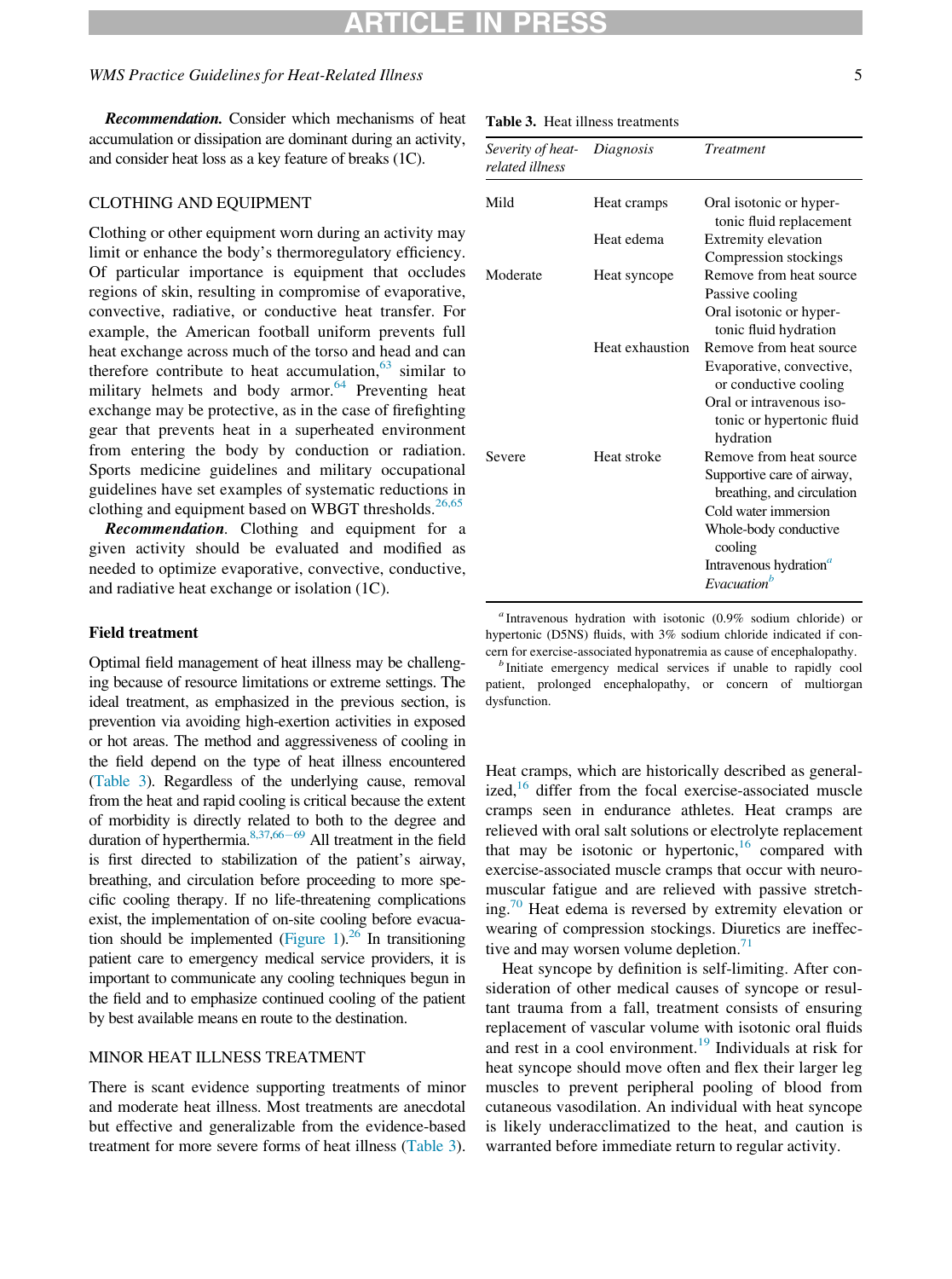***Recommendation.*** Consider which mechanisms of heat accumulation or dissipation are dominant during an activity, and consider heat loss as a key feature of breaks (1C).

## CLOTHING AND EQUIPMENT

Clothing or other equipment worn during an activity may limit or enhance the body's thermoregulatory efficiency. Of particular importance is equipment that occludes regions of skin, resulting in compromise of evaporative, convective, radiative, or conductive heat transfer. For example, the American football uniform prevents full heat exchange across much of the torso and head and can therefore contribute to heat accumulation,[63] similar to military helmets and body armor.[64] Preventing heat exchange may be protective, as in the case of firefighting gear that prevents heat in a superheated environment from entering the body by conduction or radiation. Sports medicine guidelines and military occupational guidelines have set examples of systematic reductions in clothing and equipment based on WBGT thresholds.[26,65]

***Recommendation***. Clothing and equipment for a given activity should be evaluated and modified as needed to optimize evaporative, convective, conductive, and radiative heat exchange or isolation (1C).

## Field treatment

Optimal field management of heat illness may be challenging because of resource limitations or extreme settings. The ideal treatment, as emphasized in the previous section, is prevention via avoiding high-exertion activities in exposed or hot areas. The method and aggressiveness of cooling in the field depend on the type of heat illness encountered (Table 3). Regardless of the underlying cause, removal from the heat and rapid cooling is critical because the extent of morbidity is directly related to both to the degree and duration of hyperthermia.[8,37,66–69] All treatment in the field is first directed to stabilization of the patient's airway, breathing, and circulation before proceeding to more specific cooling therapy. If no life-threatening complications exist, the implementation of on-site cooling before evacuation should be implemented (Figure 1).[26] In transitioning patient care to emergency medical service providers, it is important to communicate any cooling techniques begun in the field and to emphasize continued cooling of the patient by best available means en route to the destination.

## MINOR HEAT ILLNESS TREATMENT

There is scant evidence supporting treatments of minor and moderate heat illness. Most treatments are anecdotal but effective and generalizable from the evidence-based treatment for more severe forms of heat illness (Table 3).

**Table 3.** Heat illness treatments

| *Severity of heat-related illness* | *Diagnosis* | *Treatment* |
|---|---|---|
| Mild | Heat cramps | Oral isotonic or hypertonic fluid replacement |
| | Heat edema | Extremity elevation<br>Compression stockings |
| Moderate | Heat syncope | Remove from heat source<br>Passive cooling<br>Oral isotonic or hypertonic fluid hydration |
| | Heat exhaustion | Remove from heat source<br>Evaporative, convective, or conductive cooling<br>Oral or intravenous isotonic or hypertonic fluid hydration |
| Severe | Heat stroke | Remove from heat source<br>Supportive care of airway, breathing, and circulation<br>Cold water immersion<br>Whole-body conductive cooling<br>Intravenous hydration[a]<br>*Evacuation*[b] |

[a] Intravenous hydration with isotonic (0.9% sodium chloride) or hypertonic (D5NS) fluids, with 3% sodium chloride indicated if concern for exercise-associated hyponatremia as cause of encephalopathy.

[b] Initiate emergency medical services if unable to rapidly cool patient, prolonged encephalopathy, or concern of multiorgan dysfunction.

Heat cramps, which are historically described as generalized,[16] differ from the focal exercise-associated muscle cramps seen in endurance athletes. Heat cramps are relieved with oral salt solutions or electrolyte replacement that may be isotonic or hypertonic,[16] compared with exercise-associated muscle cramps that occur with neuromuscular fatigue and are relieved with passive stretching.[70] Heat edema is reversed by extremity elevation or wearing of compression stockings. Diuretics are ineffective and may worsen volume depletion.[71]

Heat syncope by definition is self-limiting. After consideration of other medical causes of syncope or resultant trauma from a fall, treatment consists of ensuring replacement of vascular volume with isotonic oral fluids and rest in a cool environment.[19] Individuals at risk for heat syncope should move often and flex their larger leg muscles to prevent peripheral pooling of blood from cutaneous vasodilation. An individual with heat syncope is likely underacclimatized to the heat, and caution is warranted before immediate return to regular activity.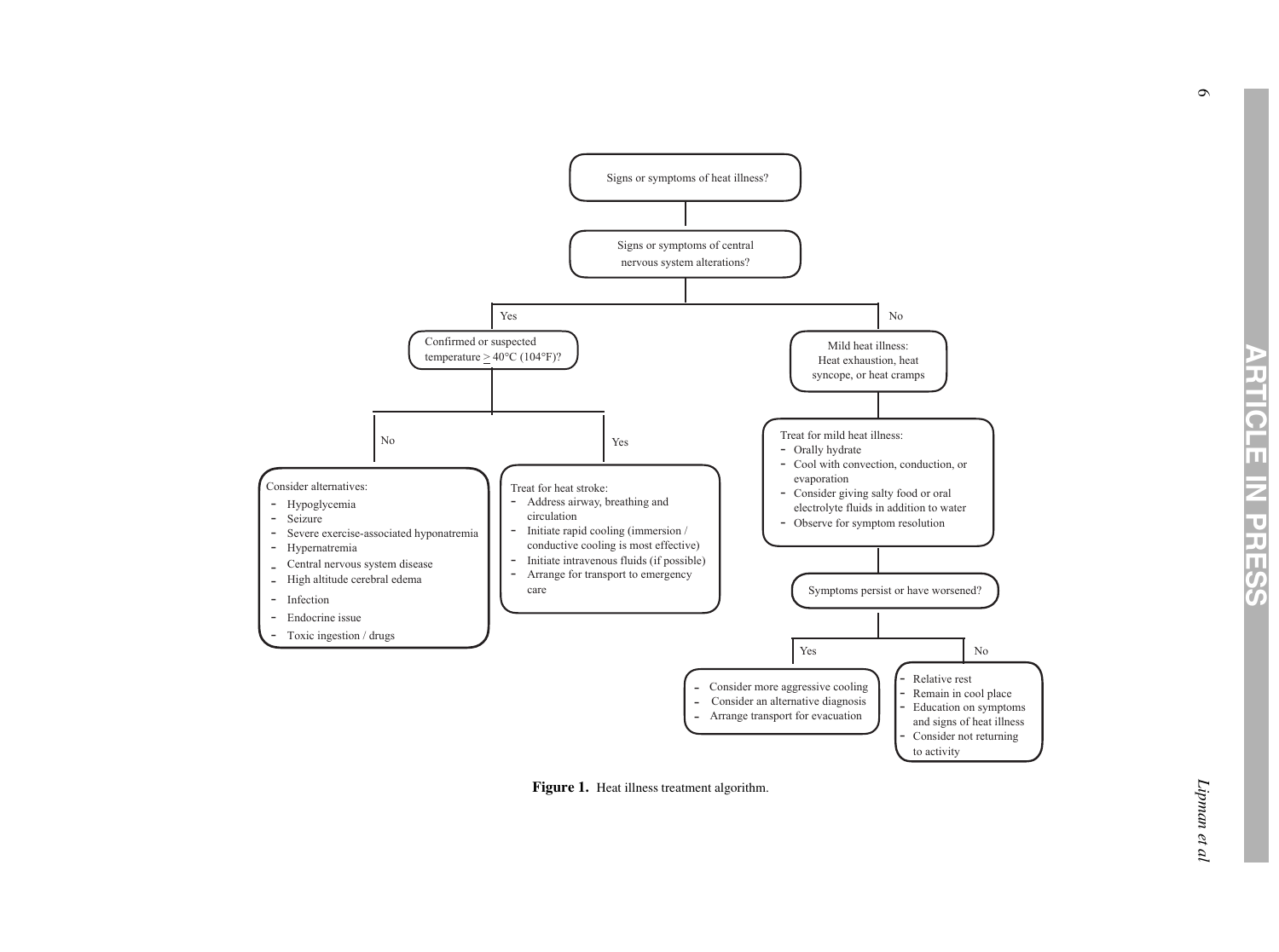Signs or symptoms of heat illness?

Signs or symptoms of central nervous system alterations?

**Yes** → Confirmed or suspected temperature ≥ 40°C (104°F)?

- **No** → Consider alternatives:
  - Hypoglycemia
  - Seizure
  - Severe exercise-associated hyponatremia
  - Hypernatremia
  - Central nervous system disease
  - High altitude cerebral edema
  - Infection
  - Endocrine issue
  - Toxic ingestion / drugs
- **Yes** → Treat for heat stroke:
  - Address airway, breathing and circulation
  - Initiate rapid cooling (immersion / conductive cooling is most effective)
  - Initiate intravenous fluids (if possible)
  - Arrange for transport to emergency care

**No** → Mild heat illness: Heat exhaustion, heat syncope, or heat cramps

Treat for mild heat illness:
- Orally hydrate
- Cool with convection, conduction, or evaporation
- Consider giving salty food or oral electrolyte fluids in addition to water
- Observe for symptom resolution

Symptoms persist or have worsened?

- **Yes** →
  - Consider more aggressive cooling
  - Consider an alternative diagnosis
  - Arrange transport for evacuation
- **No** →
  - Relative rest
  - Remain in cool place
  - Education on symptoms and signs of heat illness
  - Consider not returning to activity

**Figure 1.** Heat illness treatment algorithm.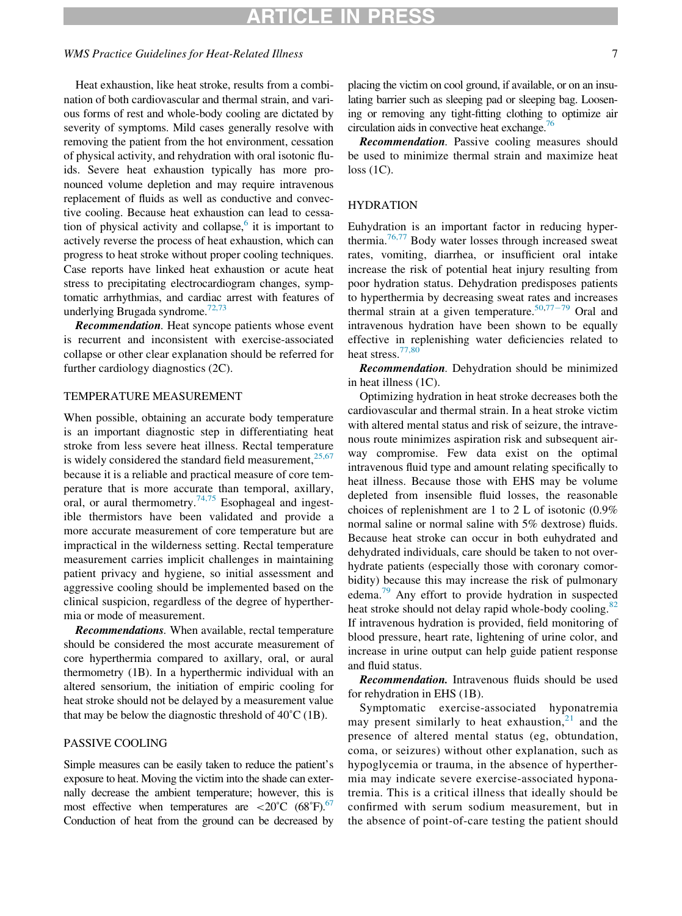Heat exhaustion, like heat stroke, results from a combination of both cardiovascular and thermal strain, and various forms of rest and whole-body cooling are dictated by severity of symptoms. Mild cases generally resolve with removing the patient from the hot environment, cessation of physical activity, and rehydration with oral isotonic fluids. Severe heat exhaustion typically has more pronounced volume depletion and may require intravenous replacement of fluids as well as conductive and convective cooling. Because heat exhaustion can lead to cessation of physical activity and collapse,[6] it is important to actively reverse the process of heat exhaustion, which can progress to heat stroke without proper cooling techniques. Case reports have linked heat exhaustion or acute heat stress to precipitating electrocardiogram changes, symptomatic arrhythmias, and cardiac arrest with features of underlying Brugada syndrome.[72,73]

***Recommendation***. Heat syncope patients whose event is recurrent and inconsistent with exercise-associated collapse or other clear explanation should be referred for further cardiology diagnostics (2C).

## TEMPERATURE MEASUREMENT

When possible, obtaining an accurate body temperature is an important diagnostic step in differentiating heat stroke from less severe heat illness. Rectal temperature is widely considered the standard field measurement,[25,67] because it is a reliable and practical measure of core temperature that is more accurate than temporal, axillary, oral, or aural thermometry.[74,75] Esophageal and ingestible thermistors have been validated and provide a more accurate measurement of core temperature but are impractical in the wilderness setting. Rectal temperature measurement carries implicit challenges in maintaining patient privacy and hygiene, so initial assessment and aggressive cooling should be implemented based on the clinical suspicion, regardless of the degree of hyperthermia or mode of measurement.

***Recommendations***. When available, rectal temperature should be considered the most accurate measurement of core hyperthermia compared to axillary, oral, or aural thermometry (1B). In a hyperthermic individual with an altered sensorium, the initiation of empiric cooling for heat stroke should not be delayed by a measurement value that may be below the diagnostic threshold of 40˚C (1B).

## PASSIVE COOLING

Simple measures can be easily taken to reduce the patient's exposure to heat. Moving the victim into the shade can externally decrease the ambient temperature; however, this is most effective when temperatures are <20˚C (68˚F).[67] Conduction of heat from the ground can be decreased by placing the victim on cool ground, if available, or on an insulating barrier such as sleeping pad or sleeping bag. Loosening or removing any tight-fitting clothing to optimize air circulation aids in convective heat exchange.[76]

***Recommendation***. Passive cooling measures should be used to minimize thermal strain and maximize heat loss (1C).

## HYDRATION

Euhydration is an important factor in reducing hyperthermia.[76,77] Body water losses through increased sweat rates, vomiting, diarrhea, or insufficient oral intake increase the risk of potential heat injury resulting from poor hydration status. Dehydration predisposes patients to hyperthermia by decreasing sweat rates and increases thermal strain at a given temperature.[50,77–79] Oral and intravenous hydration have been shown to be equally effective in replenishing water deficiencies related to heat stress.[77,80]

***Recommendation***. Dehydration should be minimized in heat illness (1C).

Optimizing hydration in heat stroke decreases both the cardiovascular and thermal strain. In a heat stroke victim with altered mental status and risk of seizure, the intravenous route minimizes aspiration risk and subsequent airway compromise. Few data exist on the optimal intravenous fluid type and amount relating specifically to heat illness. Because those with EHS may be volume depleted from insensible fluid losses, the reasonable choices of replenishment are 1 to 2 L of isotonic (0.9% normal saline or normal saline with 5% dextrose) fluids. Because heat stroke can occur in both euhydrated and dehydrated individuals, care should be taken to not overhydrate patients (especially those with coronary comorbidity) because this may increase the risk of pulmonary edema.[79] Any effort to provide hydration in suspected heat stroke should not delay rapid whole-body cooling.[82] If intravenous hydration is provided, field monitoring of blood pressure, heart rate, lightening of urine color, and increase in urine output can help guide patient response and fluid status.

***Recommendation.*** Intravenous fluids should be used for rehydration in EHS (1B).

Symptomatic exercise-associated hyponatremia may present similarly to heat exhaustion,[21] and the presence of altered mental status (eg, obtundation, coma, or seizures) without other explanation, such as hypoglycemia or trauma, in the absence of hyperthermia may indicate severe exercise-associated hyponatremia. This is a critical illness that ideally should be confirmed with serum sodium measurement, but in the absence of point-of-care testing the patient should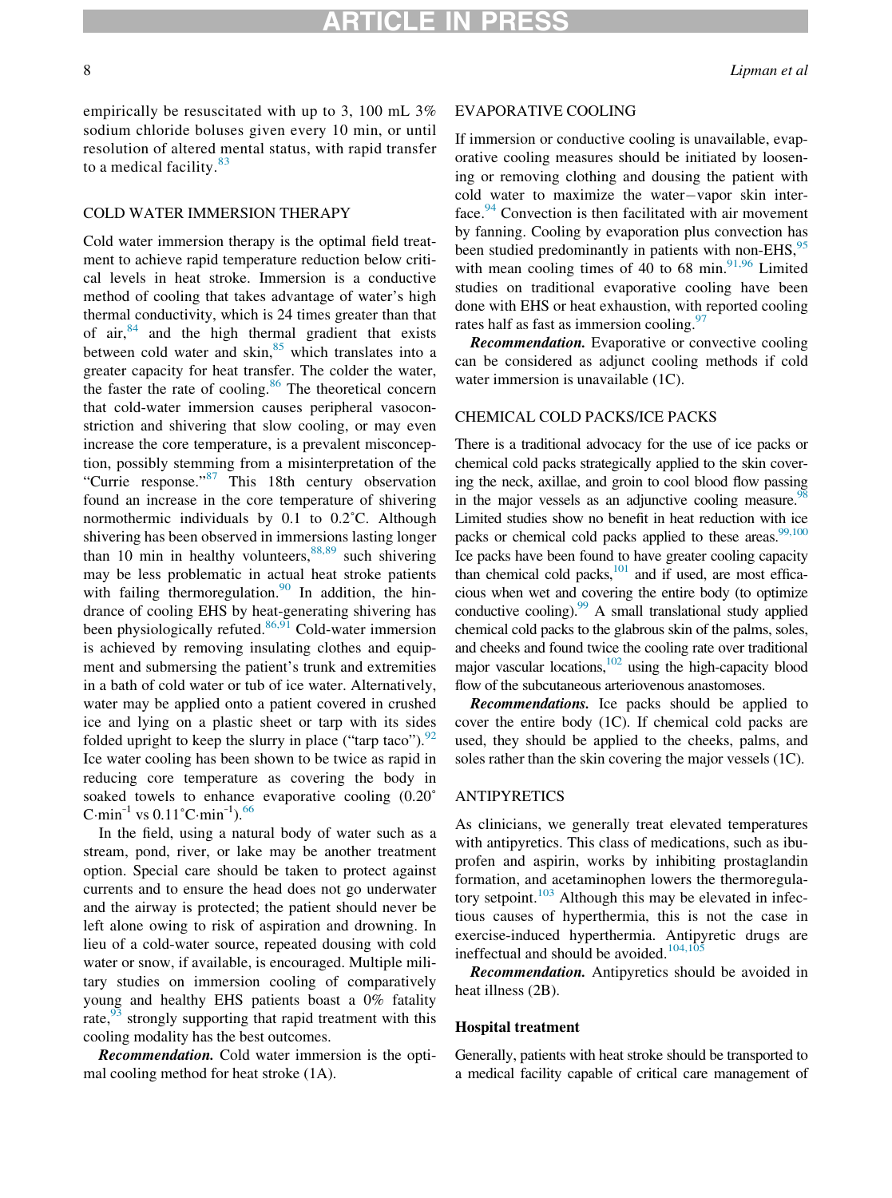empirically be resuscitated with up to 3, 100 mL 3% sodium chloride boluses given every 10 min, or until resolution of altered mental status, with rapid transfer to a medical facility.[83]

## COLD WATER IMMERSION THERAPY

Cold water immersion therapy is the optimal field treatment to achieve rapid temperature reduction below critical levels in heat stroke. Immersion is a conductive method of cooling that takes advantage of water's high thermal conductivity, which is 24 times greater than that of air,[84] and the high thermal gradient that exists between cold water and skin,[85] which translates into a greater capacity for heat transfer. The colder the water, the faster the rate of cooling.[86] The theoretical concern that cold-water immersion causes peripheral vasoconstriction and shivering that slow cooling, or may even increase the core temperature, is a prevalent misconception, possibly stemming from a misinterpretation of the "Currie response."[87] This 18th century observation found an increase in the core temperature of shivering normothermic individuals by 0.1 to 0.2°C. Although shivering has been observed in immersions lasting longer than 10 min in healthy volunteers,[88,89] such shivering may be less problematic in actual heat stroke patients with failing thermoregulation.[90] In addition, the hindrance of cooling EHS by heat-generating shivering has been physiologically refuted.[86,91] Cold-water immersion is achieved by removing insulating clothes and equipment and submersing the patient's trunk and extremities in a bath of cold water or tub of ice water. Alternatively, water may be applied onto a patient covered in crushed ice and lying on a plastic sheet or tarp with its sides folded upright to keep the slurry in place ("tarp taco").[92] Ice water cooling has been shown to be twice as rapid in reducing core temperature as covering the body in soaked towels to enhance evaporative cooling ($0.20^\circ C \cdot min^{-1}$ vs $0.11^\circ C \cdot min^{-1}$).[66]

In the field, using a natural body of water such as a stream, pond, river, or lake may be another treatment option. Special care should be taken to protect against currents and to ensure the head does not go underwater and the airway is protected; the patient should never be left alone owing to risk of aspiration and drowning. In lieu of a cold-water source, repeated dousing with cold water or snow, if available, is encouraged. Multiple military studies on immersion cooling of comparatively young and healthy EHS patients boast a 0% fatality rate,[93] strongly supporting that rapid treatment with this cooling modality has the best outcomes.

***Recommendation.*** Cold water immersion is the optimal cooling method for heat stroke (1A).

## EVAPORATIVE COOLING

If immersion or conductive cooling is unavailable, evaporative cooling measures should be initiated by loosening or removing clothing and dousing the patient with cold water to maximize the water−vapor skin interface.[94] Convection is then facilitated with air movement by fanning. Cooling by evaporation plus convection has been studied predominantly in patients with non-EHS,[95] with mean cooling times of 40 to 68 min.[91,96] Limited studies on traditional evaporative cooling have been done with EHS or heat exhaustion, with reported cooling rates half as fast as immersion cooling.[97]

***Recommendation.*** Evaporative or convective cooling can be considered as adjunct cooling methods if cold water immersion is unavailable (1C).

## CHEMICAL COLD PACKS/ICE PACKS

There is a traditional advocacy for the use of ice packs or chemical cold packs strategically applied to the skin covering the neck, axillae, and groin to cool blood flow passing in the major vessels as an adjunctive cooling measure.[98] Limited studies show no benefit in heat reduction with ice packs or chemical cold packs applied to these areas.[99,100] Ice packs have been found to have greater cooling capacity than chemical cold packs,[101] and if used, are most efficacious when wet and covering the entire body (to optimize conductive cooling).[99] A small translational study applied chemical cold packs to the glabrous skin of the palms, soles, and cheeks and found twice the cooling rate over traditional major vascular locations,[102] using the high-capacity blood flow of the subcutaneous arteriovenous anastomoses.

***Recommendations.*** Ice packs should be applied to cover the entire body (1C). If chemical cold packs are used, they should be applied to the cheeks, palms, and soles rather than the skin covering the major vessels (1C).

## ANTIPYRETICS

As clinicians, we generally treat elevated temperatures with antipyretics. This class of medications, such as ibuprofen and aspirin, works by inhibiting prostaglandin formation, and acetaminophen lowers the thermoregulatory setpoint.[103] Although this may be elevated in infectious causes of hyperthermia, this is not the case in exercise-induced hyperthermia. Antipyretic drugs are ineffectual and should be avoided.[104,105]

***Recommendation.*** Antipyretics should be avoided in heat illness (2B).

## Hospital treatment

Generally, patients with heat stroke should be transported to a medical facility capable of critical care management of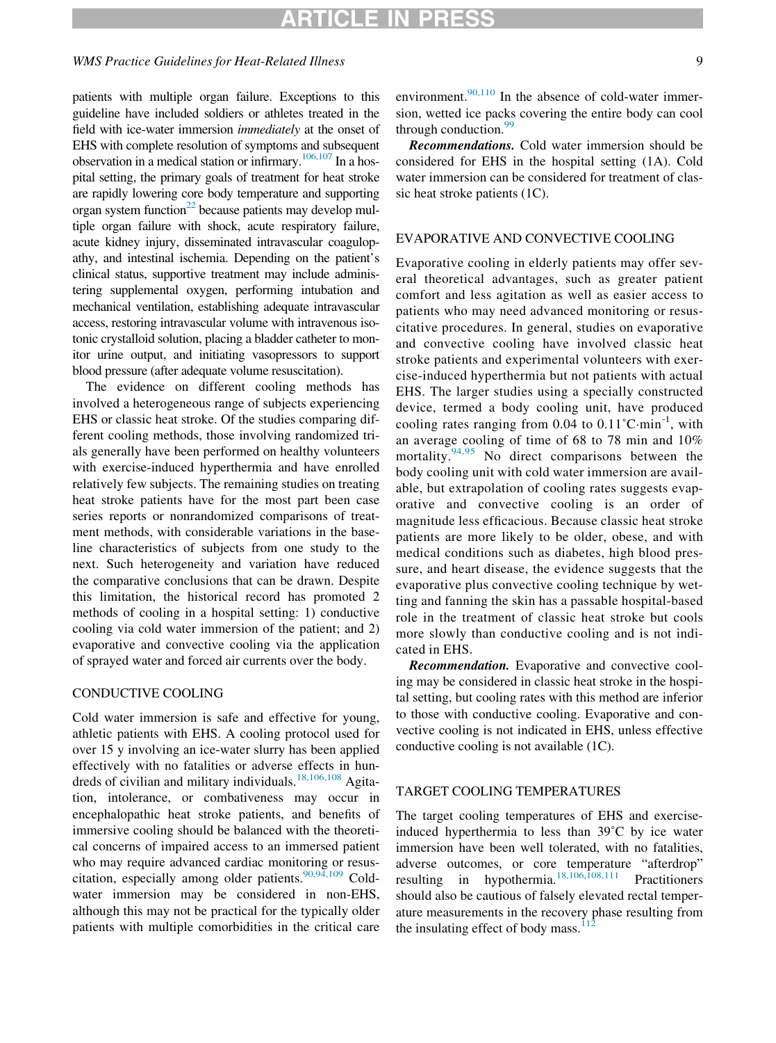patients with multiple organ failure. Exceptions to this guideline have included soldiers or athletes treated in the field with ice-water immersion *immediately* at the onset of EHS with complete resolution of symptoms and subsequent observation in a medical station or infirmary.[106,107] In a hospital setting, the primary goals of treatment for heat stroke are rapidly lowering core body temperature and supporting organ system function[22] because patients may develop multiple organ failure with shock, acute respiratory failure, acute kidney injury, disseminated intravascular coagulopathy, and intestinal ischemia. Depending on the patient's clinical status, supportive treatment may include administering supplemental oxygen, performing intubation and mechanical ventilation, establishing adequate intravascular access, restoring intravascular volume with intravenous isotonic crystalloid solution, placing a bladder catheter to monitor urine output, and initiating vasopressors to support blood pressure (after adequate volume resuscitation).

The evidence on different cooling methods has involved a heterogeneous range of subjects experiencing EHS or classic heat stroke. Of the studies comparing different cooling methods, those involving randomized trials generally have been performed on healthy volunteers with exercise-induced hyperthermia and have enrolled relatively few subjects. The remaining studies on treating heat stroke patients have for the most part been case series reports or nonrandomized comparisons of treatment methods, with considerable variations in the baseline characteristics of subjects from one study to the next. Such heterogeneity and variation have reduced the comparative conclusions that can be drawn. Despite this limitation, the historical record has promoted 2 methods of cooling in a hospital setting: 1) conductive cooling via cold water immersion of the patient; and 2) evaporative and convective cooling via the application of sprayed water and forced air currents over the body.

## CONDUCTIVE COOLING

Cold water immersion is safe and effective for young, athletic patients with EHS. A cooling protocol used for over 15 y involving an ice-water slurry has been applied effectively with no fatalities or adverse effects in hundreds of civilian and military individuals.[18,106,108] Agitation, intolerance, or combativeness may occur in encephalopathic heat stroke patients, and benefits of immersive cooling should be balanced with the theoretical concerns of impaired access to an immersed patient who may require advanced cardiac monitoring or resuscitation, especially among older patients.[90,94,109] Cold-water immersion may be considered in non-EHS, although this may not be practical for the typically older patients with multiple comorbidities in the critical care environment.[90,110] In the absence of cold-water immersion, wetted ice packs covering the entire body can cool through conduction.[99]

***Recommendations.*** Cold water immersion should be considered for EHS in the hospital setting (1A). Cold water immersion can be considered for treatment of classic heat stroke patients (1C).

## EVAPORATIVE AND CONVECTIVE COOLING

Evaporative cooling in elderly patients may offer several theoretical advantages, such as greater patient comfort and less agitation as well as easier access to patients who may need advanced monitoring or resuscitative procedures. In general, studies on evaporative and convective cooling have involved classic heat stroke patients and experimental volunteers with exercise-induced hyperthermia but not patients with actual EHS. The larger studies using a specially constructed device, termed a body cooling unit, have produced cooling rates ranging from 0.04 to 0.11°C·min$^{-1}$, with an average cooling of time of 68 to 78 min and 10% mortality.[94,95] No direct comparisons between the body cooling unit with cold water immersion are available, but extrapolation of cooling rates suggests evaporative and convective cooling is an order of magnitude less efficacious. Because classic heat stroke patients are more likely to be older, obese, and with medical conditions such as diabetes, high blood pressure, and heart disease, the evidence suggests that the evaporative plus convective cooling technique by wetting and fanning the skin has a passable hospital-based role in the treatment of classic heat stroke but cools more slowly than conductive cooling and is not indicated in EHS.

***Recommendation.*** Evaporative and convective cooling may be considered in classic heat stroke in the hospital setting, but cooling rates with this method are inferior to those with conductive cooling. Evaporative and convective cooling is not indicated in EHS, unless effective conductive cooling is not available (1C).

## TARGET COOLING TEMPERATURES

The target cooling temperatures of EHS and exercise-induced hyperthermia to less than 39°C by ice water immersion have been well tolerated, with no fatalities, adverse outcomes, or core temperature "afterdrop" resulting in hypothermia.[18,106,108,111] Practitioners should also be cautious of falsely elevated rectal temperature measurements in the recovery phase resulting from the insulating effect of body mass.[112]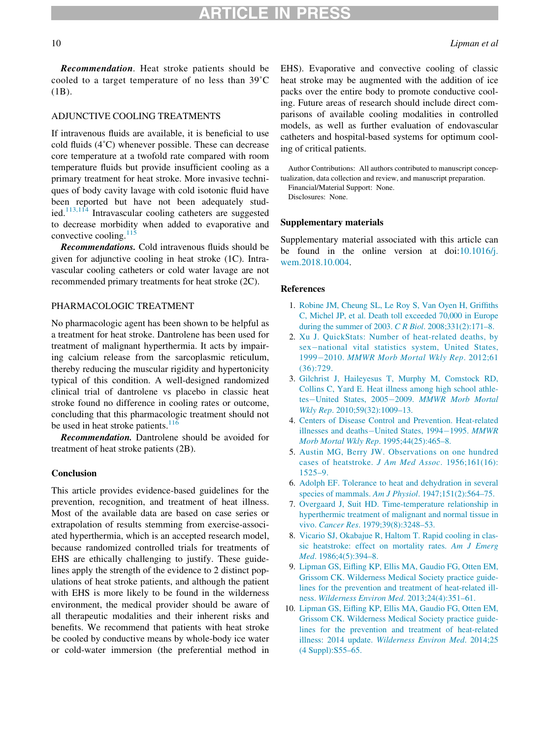***Recommendation***. Heat stroke patients should be cooled to a target temperature of no less than 39°C (1B).

### ADJUNCTIVE COOLING TREATMENTS

If intravenous fluids are available, it is beneficial to use cold fluids (4°C) whenever possible. These can decrease core temperature at a twofold rate compared with room temperature fluids but provide insufficient cooling as a primary treatment for heat stroke. More invasive techniques of body cavity lavage with cold isotonic fluid have been reported but have not been adequately studied.[113,114] Intravascular cooling catheters are suggested to decrease morbidity when added to evaporative and convective cooling.[115]

***Recommendations.*** Cold intravenous fluids should be given for adjunctive cooling in heat stroke (1C). Intravascular cooling catheters or cold water lavage are not recommended primary treatments for heat stroke (2C).

### PHARMACOLOGIC TREATMENT

No pharmacologic agent has been shown to be helpful as a treatment for heat stroke. Dantrolene has been used for treatment of malignant hyperthermia. It acts by impairing calcium release from the sarcoplasmic reticulum, thereby reducing the muscular rigidity and hypertonicity typical of this condition. A well-designed randomized clinical trial of dantrolene vs placebo in classic heat stroke found no difference in cooling rates or outcome, concluding that this pharmacologic treatment should not be used in heat stroke patients.[116]

***Recommendation.*** Dantrolene should be avoided for treatment of heat stroke patients (2B).

## Conclusion

This article provides evidence-based guidelines for the prevention, recognition, and treatment of heat illness. Most of the available data are based on case series or extrapolation of results stemming from exercise-associated hyperthermia, which is an accepted research model, because randomized controlled trials for treatments of EHS are ethically challenging to justify. These guidelines apply the strength of the evidence to 2 distinct populations of heat stroke patients, and although the patient with EHS is more likely to be found in the wilderness environment, the medical provider should be aware of all therapeutic modalities and their inherent risks and benefits. We recommend that patients with heat stroke be cooled by conductive means by whole-body ice water or cold-water immersion (the preferential method in EHS). Evaporative and convective cooling of classic heat stroke may be augmented with the addition of ice packs over the entire body to promote conductive cooling. Future areas of research should include direct comparisons of available cooling modalities in controlled models, as well as further evaluation of endovascular catheters and hospital-based systems for optimum cooling of critical patients.

Author Contributions: All authors contributed to manuscript conceptualization, data collection and review, and manuscript preparation.

Financial/Material Support: None.

Disclosures: None.

## Supplementary materials

Supplementary material associated with this article can be found in the online version at doi:10.1016/j.wem.2018.10.004.

## References

1. Robine JM, Cheung SL, Le Roy S, Van Oyen H, Griffiths C, Michel JP, et al. Death toll exceeded 70,000 in Europe during the summer of 2003. *C R Biol*. 2008;331(2):171–8.
2. Xu J. QuickStats: Number of heat-related deaths, by sex−national vital statistics system, United States, 1999−2010. *MMWR Morb Mortal Wkly Rep*. 2012;61(36):729.
3. Gilchrist J, Haileyesus T, Murphy M, Comstock RD, Collins C, Yard E. Heat illness among high school athletes−United States, 2005−2009. *MMWR Morb Mortal Wkly Rep*. 2010;59(32):1009–13.
4. Centers of Disease Control and Prevention. Heat-related illnesses and deaths−United States, 1994−1995. *MMWR Morb Mortal Wkly Rep*. 1995;44(25):465–8.
5. Austin MG, Berry JW. Observations on one hundred cases of heatstroke. *J Am Med Assoc*. 1956;161(16):1525–9.
6. Adolph EF. Tolerance to heat and dehydration in several species of mammals. *Am J Physiol*. 1947;151(2):564–75.
7. Overgaard J, Suit HD. Time-temperature relationship in hyperthermic treatment of malignant and normal tissue in vivo. *Cancer Res*. 1979;39(8):3248–53.
8. Vicario SJ, Okabajue R, Haltom T. Rapid cooling in classic heatstroke: effect on mortality rates. *Am J Emerg Med*. 1986;4(5):394–8.
9. Lipman GS, Eifling KP, Ellis MA, Gaudio FG, Otten EM, Grissom CK. Wilderness Medical Society practice guidelines for the prevention and treatment of heat-related illness. *Wilderness Environ Med*. 2013;24(4):351–61.
10. Lipman GS, Eifling KP, Ellis MA, Gaudio FG, Otten EM, Grissom CK. Wilderness Medical Society practice guidelines for the prevention and treatment of heat-related illness: 2014 update. *Wilderness Environ Med*. 2014;25(4 Suppl):S55–65.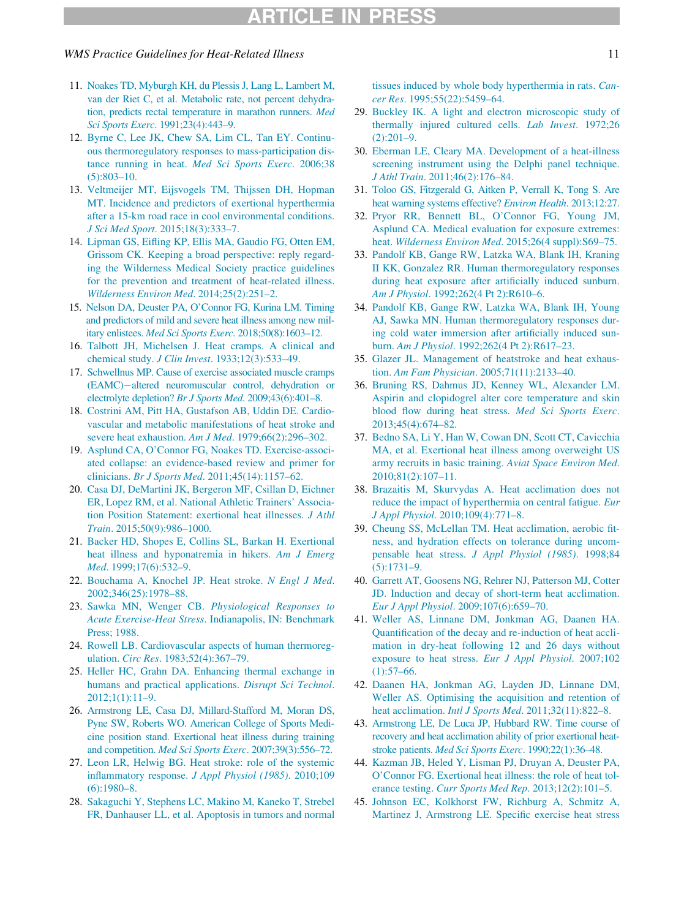11. Noakes TD, Myburgh KH, du Plessis J, Lang L, Lambert M, van der Riet C, et al. Metabolic rate, not percent dehydration, predicts rectal temperature in marathon runners. *Med Sci Sports Exerc*. 1991;23(4):443–9.
12. Byrne C, Lee JK, Chew SA, Lim CL, Tan EY. Continuous thermoregulatory responses to mass-participation distance running in heat. *Med Sci Sports Exerc*. 2006;38(5):803–10.
13. Veltmeijer MT, Eijsvogels TM, Thijssen DH, Hopman MT. Incidence and predictors of exertional hyperthermia after a 15-km road race in cool environmental conditions. *J Sci Med Sport*. 2015;18(3):333–7.
14. Lipman GS, Eifling KP, Ellis MA, Gaudio FG, Otten EM, Grissom CK. Keeping a broad perspective: reply regarding the Wilderness Medical Society practice guidelines for the prevention and treatment of heat-related illness. *Wilderness Environ Med*. 2014;25(2):251–2.
15. Nelson DA, Deuster PA, O'Connor FG, Kurina LM. Timing and predictors of mild and severe heat illness among new military enlistees. *Med Sci Sports Exerc*. 2018;50(8):1603–12.
16. Talbott JH, Michelsen J. Heat cramps. A clinical and chemical study. *J Clin Invest*. 1933;12(3):533–49.
17. Schwellnus MP. Cause of exercise associated muscle cramps (EAMC)−altered neuromuscular control, dehydration or electrolyte depletion? *Br J Sports Med*. 2009;43(6):401–8.
18. Costrini AM, Pitt HA, Gustafson AB, Uddin DE. Cardiovascular and metabolic manifestations of heat stroke and severe heat exhaustion. *Am J Med*. 1979;66(2):296–302.
19. Asplund CA, O'Connor FG, Noakes TD. Exercise-associated collapse: an evidence-based review and primer for clinicians. *Br J Sports Med*. 2011;45(14):1157–62.
20. Casa DJ, DeMartini JK, Bergeron MF, Csillan D, Eichner ER, Lopez RM, et al. National Athletic Trainers' Association Position Statement: exertional heat illnesses. *J Athl Train*. 2015;50(9):986–1000.
21. Backer HD, Shopes E, Collins SL, Barkan H. Exertional heat illness and hyponatremia in hikers. *Am J Emerg Med*. 1999;17(6):532–9.
22. Bouchama A, Knochel JP. Heat stroke. *N Engl J Med*. 2002;346(25):1978–88.
23. Sawka MN, Wenger CB. *Physiological Responses to Acute Exercise-Heat Stress*. Indianapolis, IN: Benchmark Press; 1988.
24. Rowell LB. Cardiovascular aspects of human thermoregulation. *Circ Res*. 1983;52(4):367–79.
25. Heller HC, Grahn DA. Enhancing thermal exchange in humans and practical applications. *Disrupt Sci Technol*. 2012;1(1):11–9.
26. Armstrong LE, Casa DJ, Millard-Stafford M, Moran DS, Pyne SW, Roberts WO. American College of Sports Medicine position stand. Exertional heat illness during training and competition. *Med Sci Sports Exerc*. 2007;39(3):556–72.
27. Leon LR, Helwig BG. Heat stroke: role of the systemic inflammatory response. *J Appl Physiol (1985)*. 2010;109(6):1980–8.
28. Sakaguchi Y, Stephens LC, Makino M, Kaneko T, Strebel FR, Danhauser LL, et al. Apoptosis in tumors and normal tissues induced by whole body hyperthermia in rats. *Cancer Res*. 1995;55(22):5459–64.
29. Buckley IK. A light and electron microscopic study of thermally injured cultured cells. *Lab Invest*. 1972;26(2):201–9.
30. Eberman LE, Cleary MA. Development of a heat-illness screening instrument using the Delphi panel technique. *J Athl Train*. 2011;46(2):176–84.
31. Toloo GS, Fitzgerald G, Aitken P, Verrall K, Tong S. Are heat warning systems effective? *Environ Health*. 2013;12:27.
32. Pryor RR, Bennett BL, O'Connor FG, Young JM, Asplund CA. Medical evaluation for exposure extremes: heat. *Wilderness Environ Med*. 2015;26(4 suppl):S69–75.
33. Pandolf KB, Gange RW, Latzka WA, Blank IH, Kraning II KK, Gonzalez RR. Human thermoregulatory responses during heat exposure after artificially induced sunburn. *Am J Physiol*. 1992;262(4 Pt 2):R610–6.
34. Pandolf KB, Gange RW, Latzka WA, Blank IH, Young AJ, Sawka MN. Human thermoregulatory responses during cold water immersion after artificially induced sunburn. *Am J Physiol*. 1992;262(4 Pt 2):R617–23.
35. Glazer JL. Management of heatstroke and heat exhaustion. *Am Fam Physician*. 2005;71(11):2133–40.
36. Bruning RS, Dahmus JD, Kenney WL, Alexander LM. Aspirin and clopidogrel alter core temperature and skin blood flow during heat stress. *Med Sci Sports Exerc*. 2013;45(4):674–82.
37. Bedno SA, Li Y, Han W, Cowan DN, Scott CT, Cavicchia MA, et al. Exertional heat illness among overweight US army recruits in basic training. *Aviat Space Environ Med*. 2010;81(2):107–11.
38. Brazaitis M, Skurvydas A. Heat acclimation does not reduce the impact of hyperthermia on central fatigue. *Eur J Appl Physiol*. 2010;109(4):771–8.
39. Cheung SS, McLellan TM. Heat acclimation, aerobic fitness, and hydration effects on tolerance during uncompensable heat stress. *J Appl Physiol (1985)*. 1998;84(5):1731–9.
40. Garrett AT, Goosens NG, Rehrer NJ, Patterson MJ, Cotter JD. Induction and decay of short-term heat acclimation. *Eur J Appl Physiol*. 2009;107(6):659–70.
41. Weller AS, Linnane DM, Jonkman AG, Daanen HA. Quantification of the decay and re-induction of heat acclimation in dry-heat following 12 and 26 days without exposure to heat stress. *Eur J Appl Physiol*. 2007;102(1):57–66.
42. Daanen HA, Jonkman AG, Layden JD, Linnane DM, Weller AS. Optimising the acquisition and retention of heat acclimation. *Intl J Sports Med*. 2011;32(11):822–8.
43. Armstrong LE, De Luca JP, Hubbard RW. Time course of recovery and heat acclimation ability of prior exertional heatstroke patients. *Med Sci Sports Exerc*. 1990;22(1):36–48.
44. Kazman JB, Heled Y, Lisman PJ, Druyan A, Deuster PA, O'Connor FG. Exertional heat illness: the role of heat tolerance testing. *Curr Sports Med Rep*. 2013;12(2):101–5.
45. Johnson EC, Kolkhorst FW, Richburg A, Schmitz A, Martinez J, Armstrong LE. Specific exercise heat stress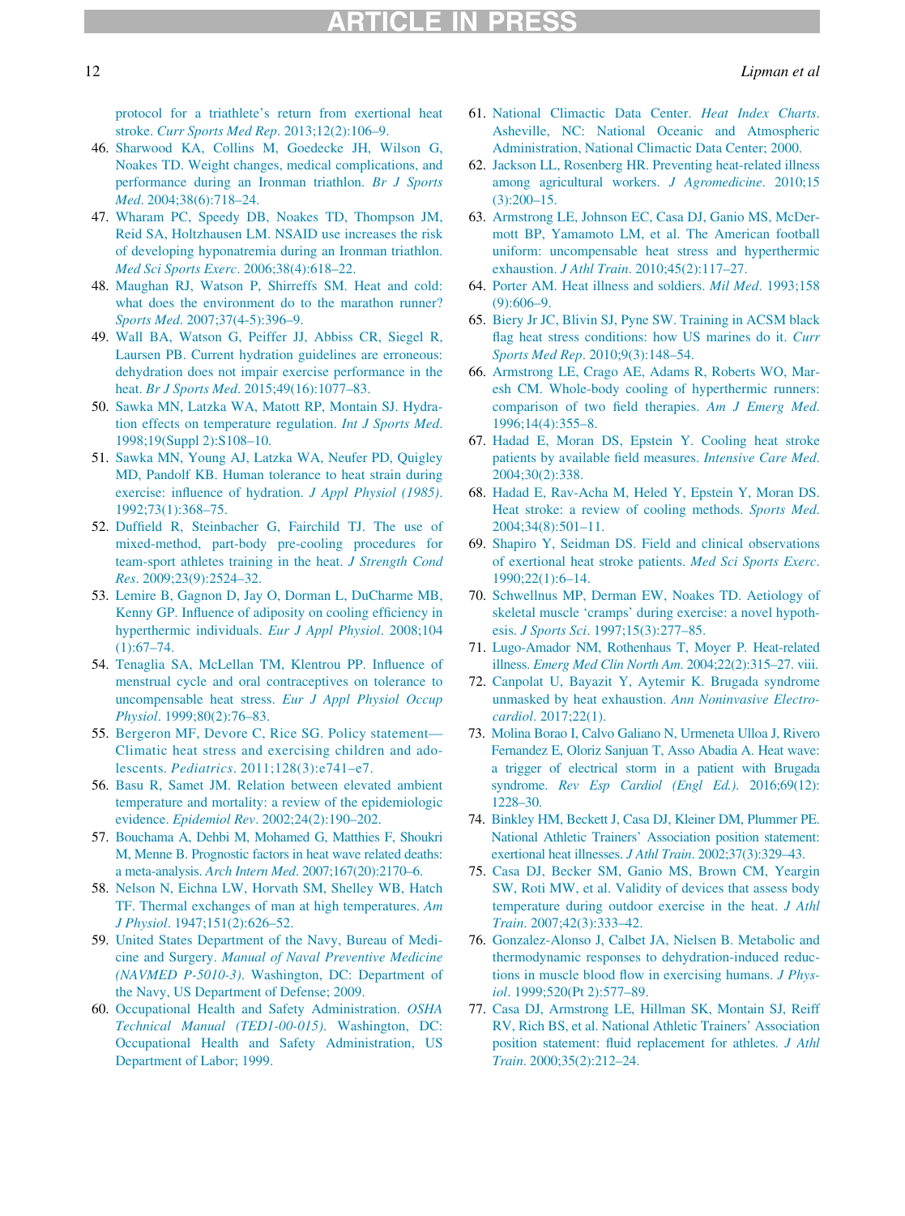protocol for a triathlete's return from exertional heat stroke. *Curr Sports Med Rep*. 2013;12(2):106–9.

46. Sharwood KA, Collins M, Goedecke JH, Wilson G, Noakes TD. Weight changes, medical complications, and performance during an Ironman triathlon. *Br J Sports Med*. 2004;38(6):718–24.
47. Wharam PC, Speedy DB, Noakes TD, Thompson JM, Reid SA, Holtzhausen LM. NSAID use increases the risk of developing hyponatremia during an Ironman triathlon. *Med Sci Sports Exerc*. 2006;38(4):618–22.
48. Maughan RJ, Watson P, Shirreffs SM. Heat and cold: what does the environment do to the marathon runner? *Sports Med*. 2007;37(4-5):396–9.
49. Wall BA, Watson G, Peiffer JJ, Abbiss CR, Siegel R, Laursen PB. Current hydration guidelines are erroneous: dehydration does not impair exercise performance in the heat. *Br J Sports Med*. 2015;49(16):1077–83.
50. Sawka MN, Latzka WA, Matott RP, Montain SJ. Hydration effects on temperature regulation. *Int J Sports Med*. 1998;19(Suppl 2):S108–10.
51. Sawka MN, Young AJ, Latzka WA, Neufer PD, Quigley MD, Pandolf KB. Human tolerance to heat strain during exercise: influence of hydration. *J Appl Physiol (1985)*. 1992;73(1):368–75.
52. Duffield R, Steinbacher G, Fairchild TJ. The use of mixed-method, part-body pre-cooling procedures for team-sport athletes training in the heat. *J Strength Cond Res*. 2009;23(9):2524–32.
53. Lemire B, Gagnon D, Jay O, Dorman L, DuCharme MB, Kenny GP. Influence of adiposity on cooling efficiency in hyperthermic individuals. *Eur J Appl Physiol*. 2008;104(1):67–74.
54. Tenaglia SA, McLellan TM, Klentrou PP. Influence of menstrual cycle and oral contraceptives on tolerance to uncompensable heat stress. *Eur J Appl Physiol Occup Physiol*. 1999;80(2):76–83.
55. Bergeron MF, Devore C, Rice SG. Policy statement—Climatic heat stress and exercising children and adolescents. *Pediatrics*. 2011;128(3):e741–e7.
56. Basu R, Samet JM. Relation between elevated ambient temperature and mortality: a review of the epidemiologic evidence. *Epidemiol Rev*. 2002;24(2):190–202.
57. Bouchama A, Dehbi M, Mohamed G, Matthies F, Shoukri M, Menne B. Prognostic factors in heat wave related deaths: a meta-analysis. *Arch Intern Med*. 2007;167(20):2170–6.
58. Nelson N, Eichna LW, Horvath SM, Shelley WB, Hatch TF. Thermal exchanges of man at high temperatures. *Am J Physiol*. 1947;151(2):626–52.
59. United States Department of the Navy, Bureau of Medicine and Surgery. *Manual of Naval Preventive Medicine (NAVMED P-5010-3)*. Washington, DC: Department of the Navy, US Department of Defense; 2009.
60. Occupational Health and Safety Administration. *OSHA Technical Manual (TED1-00-015)*. Washington, DC: Occupational Health and Safety Administration, US Department of Labor; 1999.
61. National Climactic Data Center. *Heat Index Charts*. Asheville, NC: National Oceanic and Atmospheric Administration, National Climactic Data Center; 2000.
62. Jackson LL, Rosenberg HR. Preventing heat-related illness among agricultural workers. *J Agromedicine*. 2010;15(3):200–15.
63. Armstrong LE, Johnson EC, Casa DJ, Ganio MS, McDermott BP, Yamamoto LM, et al. The American football uniform: uncompensable heat stress and hyperthermic exhaustion. *J Athl Train*. 2010;45(2):117–27.
64. Porter AM. Heat illness and soldiers. *Mil Med*. 1993;158(9):606–9.
65. Biery Jr JC, Blivin SJ, Pyne SW. Training in ACSM black flag heat stress conditions: how US marines do it. *Curr Sports Med Rep*. 2010;9(3):148–54.
66. Armstrong LE, Crago AE, Adams R, Roberts WO, Maresh CM. Whole-body cooling of hyperthermic runners: comparison of two field therapies. *Am J Emerg Med*. 1996;14(4):355–8.
67. Hadad E, Moran DS, Epstein Y. Cooling heat stroke patients by available field measures. *Intensive Care Med*. 2004;30(2):338.
68. Hadad E, Rav-Acha M, Heled Y, Epstein Y, Moran DS. Heat stroke: a review of cooling methods. *Sports Med*. 2004;34(8):501–11.
69. Shapiro Y, Seidman DS. Field and clinical observations of exertional heat stroke patients. *Med Sci Sports Exerc*. 1990;22(1):6–14.
70. Schwellnus MP, Derman EW, Noakes TD. Aetiology of skeletal muscle 'cramps' during exercise: a novel hypothesis. *J Sports Sci*. 1997;15(3):277–85.
71. Lugo-Amador NM, Rothenhaus T, Moyer P. Heat-related illness. *Emerg Med Clin North Am*. 2004;22(2):315–27. viii.
72. Canpolat U, Bayazit Y, Aytemir K. Brugada syndrome unmasked by heat exhaustion. *Ann Noninvasive Electrocardiol*. 2017;22(1).
73. Molina Borao I, Calvo Galiano N, Urmeneta Ulloa J, Rivero Fernandez E, Oloriz Sanjuan T, Asso Abadia A. Heat wave: a trigger of electrical storm in a patient with Brugada syndrome. *Rev Esp Cardiol (Engl Ed.)*. 2016;69(12):1228–30.
74. Binkley HM, Beckett J, Casa DJ, Kleiner DM, Plummer PE. National Athletic Trainers' Association position statement: exertional heat illnesses. *J Athl Train*. 2002;37(3):329–43.
75. Casa DJ, Becker SM, Ganio MS, Brown CM, Yeargin SW, Roti MW, et al. Validity of devices that assess body temperature during outdoor exercise in the heat. *J Athl Train*. 2007;42(3):333–42.
76. Gonzalez-Alonso J, Calbet JA, Nielsen B. Metabolic and thermodynamic responses to dehydration-induced reductions in muscle blood flow in exercising humans. *J Physiol*. 1999;520(Pt 2):577–89.
77. Casa DJ, Armstrong LE, Hillman SK, Montain SJ, Reiff RV, Rich BS, et al. National Athletic Trainers' Association position statement: fluid replacement for athletes. *J Athl Train*. 2000;35(2):212–24.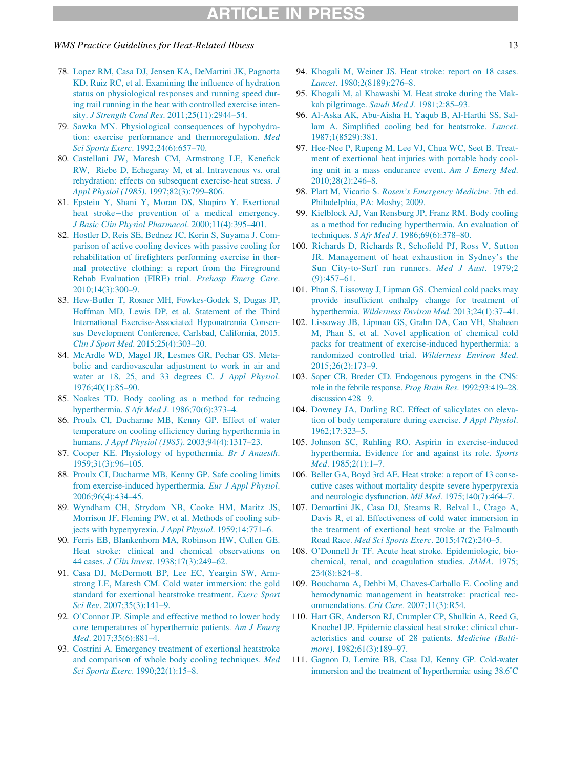78. Lopez RM, Casa DJ, Jensen KA, DeMartini JK, Pagnotta KD, Ruiz RC, et al. Examining the influence of hydration status on physiological responses and running speed during trail running in the heat with controlled exercise intensity. *J Strength Cond Res*. 2011;25(11):2944–54.
79. Sawka MN. Physiological consequences of hypohydration: exercise performance and thermoregulation. *Med Sci Sports Exerc*. 1992;24(6):657–70.
80. Castellani JW, Maresh CM, Armstrong LE, Kenefick RW, Riebe D, Echegaray M, et al. Intravenous vs. oral rehydration: effects on subsequent exercise-heat stress. *J Appl Physiol (1985)*. 1997;82(3):799–806.
81. Epstein Y, Shani Y, Moran DS, Shapiro Y. Exertional heat stroke–the prevention of a medical emergency. *J Basic Clin Physiol Pharmacol*. 2000;11(4):395–401.
82. Hostler D, Reis SE, Bednez JC, Kerin S, Suyama J. Comparison of active cooling devices with passive cooling for rehabilitation of firefighters performing exercise in thermal protective clothing: a report from the Fireground Rehab Evaluation (FIRE) trial. *Prehosp Emerg Care*. 2010;14(3):300–9.
83. Hew-Butler T, Rosner MH, Fowkes-Godek S, Dugas JP, Hoffman MD, Lewis DP, et al. Statement of the Third International Exercise-Associated Hyponatremia Consensus Development Conference, Carlsbad, California, 2015. *Clin J Sport Med*. 2015;25(4):303–20.
84. McArdle WD, Magel JR, Lesmes GR, Pechar GS. Metabolic and cardiovascular adjustment to work in air and water at 18, 25, and 33 degrees C. *J Appl Physiol*. 1976;40(1):85–90.
85. Noakes TD. Body cooling as a method for reducing hyperthermia. *S Afr Med J*. 1986;70(6):373–4.
86. Proulx CI, Ducharme MB, Kenny GP. Effect of water temperature on cooling efficiency during hyperthermia in humans. *J Appl Physiol (1985)*. 2003;94(4):1317–23.
87. Cooper KE. Physiology of hypothermia. *Br J Anaesth*. 1959;31(3):96–105.
88. Proulx CI, Ducharme MB, Kenny GP. Safe cooling limits from exercise-induced hyperthermia. *Eur J Appl Physiol*. 2006;96(4):434–45.
89. Wyndham CH, Strydom NB, Cooke HM, Maritz JS, Morrison JF, Fleming PW, et al. Methods of cooling subjects with hyperpyrexia. *J Appl Physiol*. 1959;14:771–6.
90. Ferris EB, Blankenhorn MA, Robinson HW, Cullen GE. Heat stroke: clinical and chemical observations on 44 cases. *J Clin Invest*. 1938;17(3):249–62.
91. Casa DJ, McDermott BP, Lee EC, Yeargin SW, Armstrong LE, Maresh CM. Cold water immersion: the gold standard for exertional heatstroke treatment. *Exerc Sport Sci Rev*. 2007;35(3):141–9.
92. O'Connor JP. Simple and effective method to lower body core temperatures of hyperthermic patients. *Am J Emerg Med*. 2017;35(6):881–4.
93. Costrini A. Emergency treatment of exertional heatstroke and comparison of whole body cooling techniques. *Med Sci Sports Exerc*. 1990;22(1):15–8.
94. Khogali M, Weiner JS. Heat stroke: report on 18 cases. *Lancet*. 1980;2(8189):276–8.
95. Khogali M, al Khawashi M. Heat stroke during the Makkah pilgrimage. *Saudi Med J*. 1981;2:85–93.
96. Al-Aska AK, Abu-Aisha H, Yaqub B, Al-Harthi SS, Sallam A. Simplified cooling bed for heatstroke. *Lancet*. 1987;1(8529):381.
97. Hee-Nee P, Rupeng M, Lee VJ, Chua WC, Seet B. Treatment of exertional heat injuries with portable body cooling unit in a mass endurance event. *Am J Emerg Med*. 2010;28(2):246–8.
98. Platt M, Vicario S. *Rosen's Emergency Medicine*. 7th ed. Philadelphia, PA: Mosby; 2009.
99. Kielblock AJ, Van Rensburg JP, Franz RM. Body cooling as a method for reducing hyperthermia. An evaluation of techniques. *S Afr Med J*. 1986;69(6):378–80.
100. Richards D, Richards R, Schofield PJ, Ross V, Sutton JR. Management of heat exhaustion in Sydney's the Sun City-to-Surf run runners. *Med J Aust*. 1979;2(9):457–61.
101. Phan S, Lissoway J, Lipman GS. Chemical cold packs may provide insufficient enthalpy change for treatment of hyperthermia. *Wilderness Environ Med*. 2013;24(1):37–41.
102. Lissoway JB, Lipman GS, Grahn DA, Cao VH, Shaheen M, Phan S, et al. Novel application of chemical cold packs for treatment of exercise-induced hyperthermia: a randomized controlled trial. *Wilderness Environ Med*. 2015;26(2):173–9.
103. Saper CB, Breder CD. Endogenous pyrogens in the CNS: role in the febrile response. *Prog Brain Res*. 1992;93:419–28. discussion 428−9.
104. Downey JA, Darling RC. Effect of salicylates on elevation of body temperature during exercise. *J Appl Physiol*. 1962;17:323–5.
105. Johnson SC, Ruhling RO. Aspirin in exercise-induced hyperthermia. Evidence for and against its role. *Sports Med*. 1985;2(1):1–7.
106. Beller GA, Boyd 3rd AE. Heat stroke: a report of 13 consecutive cases without mortality despite severe hyperpyrexia and neurologic dysfunction. *Mil Med*. 1975;140(7):464–7.
107. Demartini JK, Casa DJ, Stearns R, Belval L, Crago A, Davis R, et al. Effectiveness of cold water immersion in the treatment of exertional heat stroke at the Falmouth Road Race. *Med Sci Sports Exerc*. 2015;47(2):240–5.
108. O'Donnell Jr TF. Acute heat stroke. Epidemiologic, biochemical, renal, and coagulation studies. *JAMA*. 1975;234(8):824–8.
109. Bouchama A, Dehbi M, Chaves-Carballo E. Cooling and hemodynamic management in heatstroke: practical recommendations. *Crit Care*. 2007;11(3):R54.
110. Hart GR, Anderson RJ, Crumpler CP, Shulkin A, Reed G, Knochel JP. Epidemic classical heat stroke: clinical characteristics and course of 28 patients. *Medicine (Baltimore)*. 1982;61(3):189–97.
111. Gagnon D, Lemire BB, Casa DJ, Kenny GP. Cold-water immersion and the treatment of hyperthermia: using 38.6°C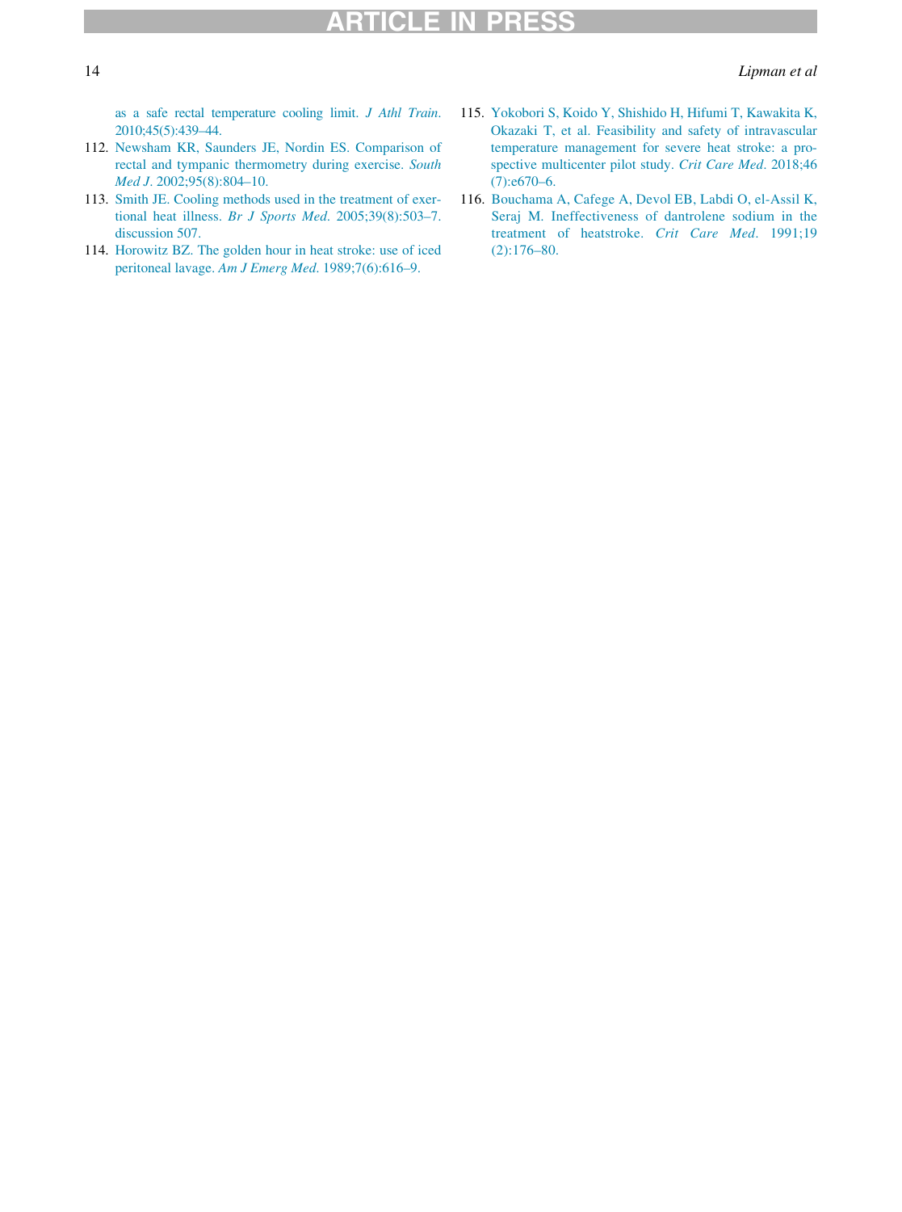as a safe rectal temperature cooling limit. *J Athl Train*. 2010;45(5):439–44.

112. Newsham KR, Saunders JE, Nordin ES. Comparison of rectal and tympanic thermometry during exercise. *South Med J*. 2002;95(8):804–10.
113. Smith JE. Cooling methods used in the treatment of exertional heat illness. *Br J Sports Med*. 2005;39(8):503–7. discussion 507.
114. Horowitz BZ. The golden hour in heat stroke: use of iced peritoneal lavage. *Am J Emerg Med*. 1989;7(6):616–9.
115. Yokobori S, Koido Y, Shishido H, Hifumi T, Kawakita K, Okazaki T, et al. Feasibility and safety of intravascular temperature management for severe heat stroke: a prospective multicenter pilot study. *Crit Care Med*. 2018;46(7):e670–6.
116. Bouchama A, Cafege A, Devol EB, Labdi O, el-Assil K, Seraj M. Ineffectiveness of dantrolene sodium in the treatment of heatstroke. *Crit Care Med*. 1991;19(2):176–80.